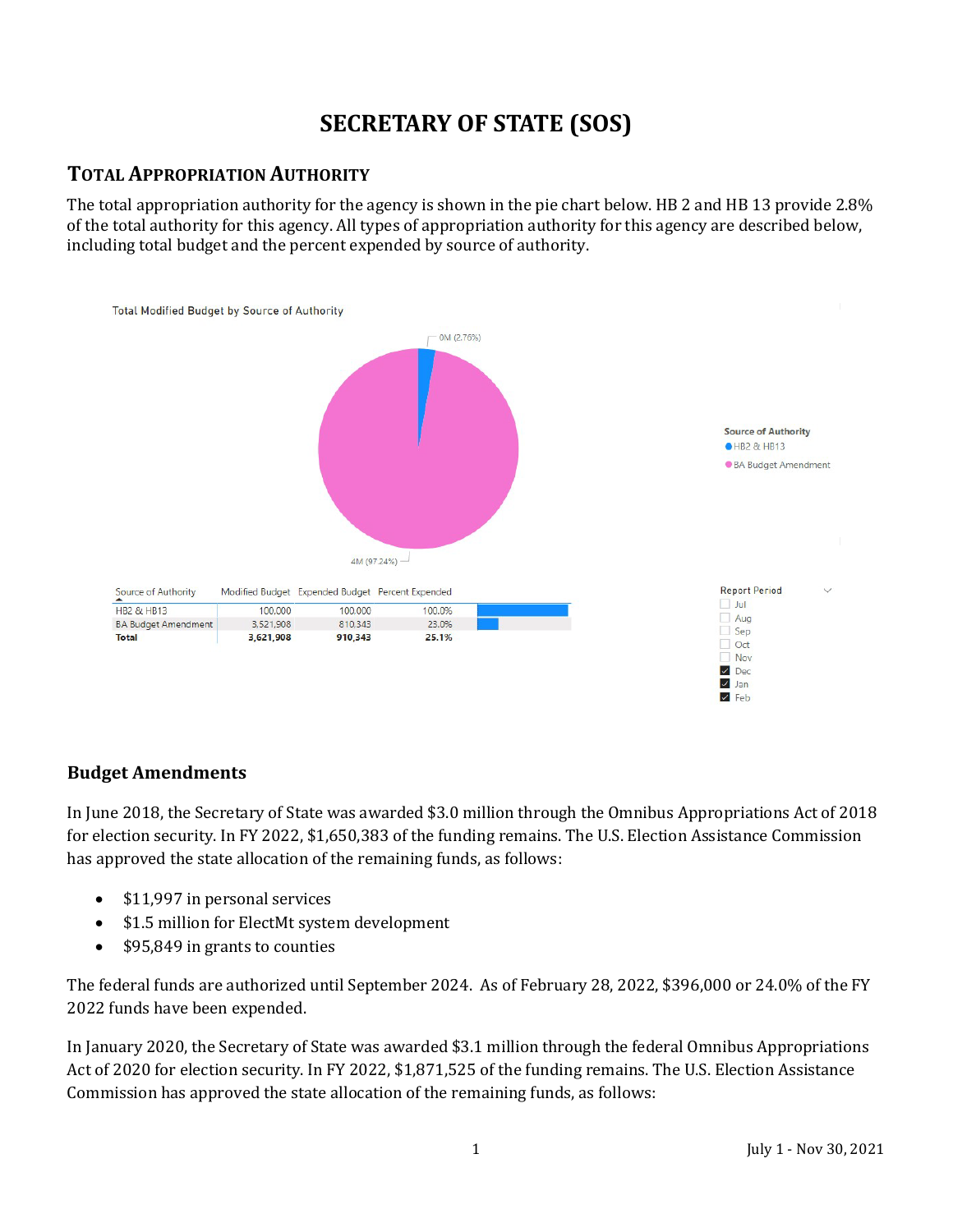# SECRETARY OF STATE (SOS)

## TOTAL APPROPRIATION AUTHORITY

The total appropriation authority for the agency is shown in the pie chart below. HB 2 and HB 13 provide 2.8% of the total authority for this agency. All types of appropriation authority for this agency are described below, including total budget and the percent expended by source of authority.

Total Modified Budget by Source of Authority

| Source of Authority | Modified Budget | Expended Budget | Percent Expended |
|---|---|---|---|
| HB2 & HB13 | 100,000 | 100,000 | 100.0% |
| BA Budget Amendment | 3,521,908 | 810,343 | 23.0% |
| **Total** | **3,621,908** | **910,343** | **25.1%** |

### Budget Amendments

In June 2018, the Secretary of State was awarded $3.0 million through the Omnibus Appropriations Act of 2018 for election security. In FY 2022, $1,650,383 of the funding remains. The U.S. Election Assistance Commission has approved the state allocation of the remaining funds, as follows:

- $11,997 in personal services
- $1.5 million for ElectMt system development
- $95,849 in grants to counties

The federal funds are authorized until September 2024. As of February 28, 2022, $396,000 or 24.0% of the FY 2022 funds have been expended.

In January 2020, the Secretary of State was awarded $3.1 million through the federal Omnibus Appropriations Act of 2020 for election security. In FY 2022, $1,871,525 of the funding remains. The U.S. Election Assistance Commission has approved the state allocation of the remaining funds, as follows: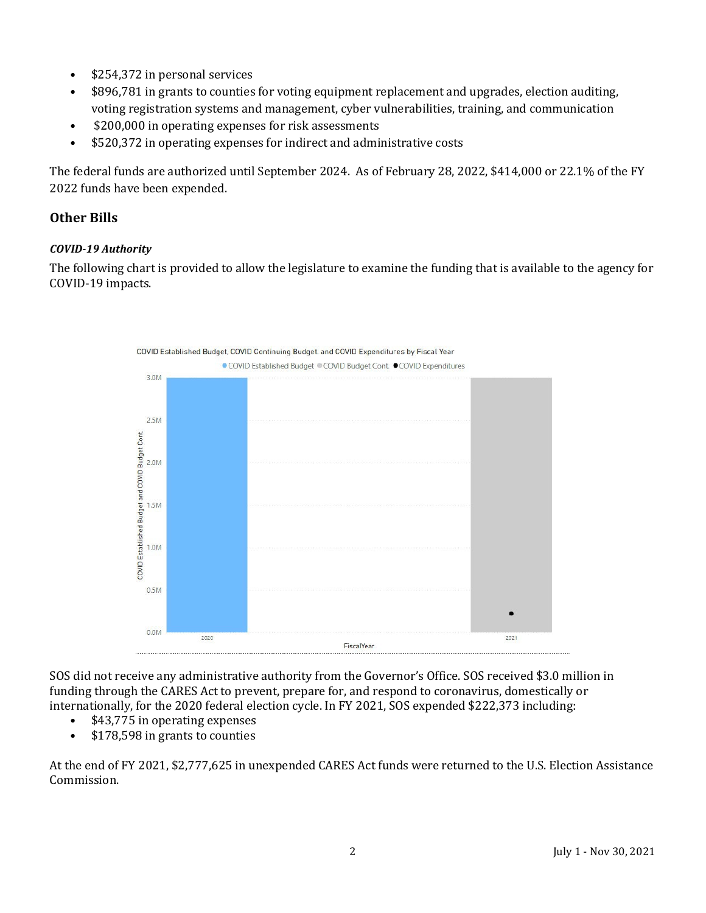- $254,372 in personal services
- $896,781 in grants to counties for voting equipment replacement and upgrades, election auditing, voting registration systems and management, cyber vulnerabilities, training, and communication
- $200,000 in operating expenses for risk assessments
- $520,372 in operating expenses for indirect and administrative costs

The federal funds are authorized until September 2024. As of February 28, 2022, $414,000 or 22.1% of the FY 2022 funds have been expended.

## Other Bills

### *COVID-19 Authority*

The following chart is provided to allow the legislature to examine the funding that is available to the agency for COVID-19 impacts.

COVID Established Budget, COVID Continuing Budget, and COVID Expenditures by Fiscal Year

SOS did not receive any administrative authority from the Governor's Office. SOS received $3.0 million in funding through the CARES Act to prevent, prepare for, and respond to coronavirus, domestically or internationally, for the 2020 federal election cycle. In FY 2021, SOS expended $222,373 including:

- $43,775 in operating expenses
- $178,598 in grants to counties

At the end of FY 2021, $2,777,625 in unexpended CARES Act funds were returned to the U.S. Election Assistance Commission.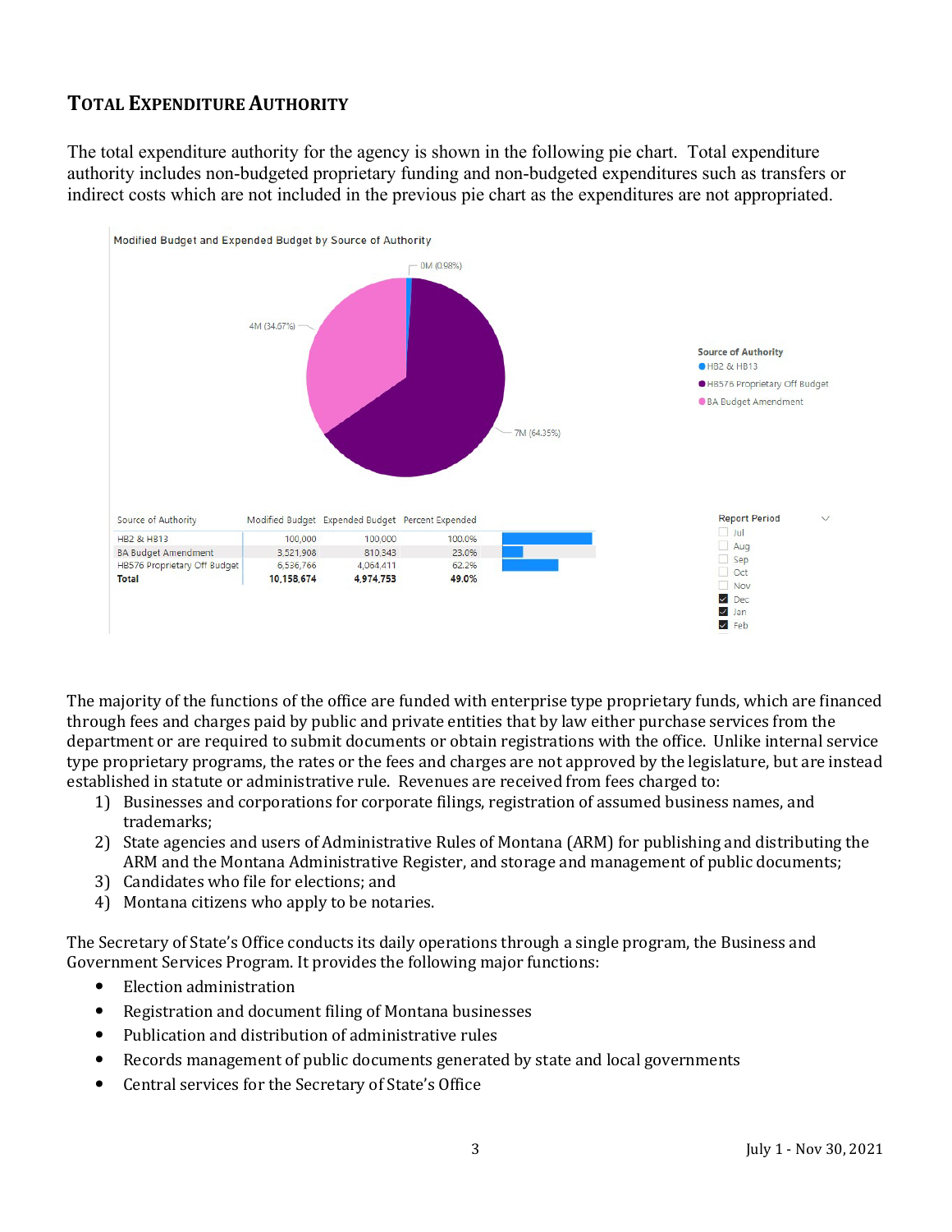## TOTAL EXPENDITURE AUTHORITY

The total expenditure authority for the agency is shown in the following pie chart. Total expenditure authority includes non-budgeted proprietary funding and non-budgeted expenditures such as transfers or indirect costs which are not included in the previous pie chart as the expenditures are not appropriated.

Modified Budget and Expended Budget by Source of Authority

| Source of Authority | Modified Budget | Expended Budget | Percent Expended |
|---|---|---|---|
| HB2 & HB13 | 100,000 | 100,000 | 100.0% |
| BA Budget Amendment | 3,521,908 | 810,343 | 23.0% |
| HB576 Proprietary Off Budget | 6,536,766 | 4,064,411 | 62.2% |
| **Total** | **10,158,674** | **4,974,753** | **49.0%** |

The majority of the functions of the office are funded with enterprise type proprietary funds, which are financed through fees and charges paid by public and private entities that by law either purchase services from the department or are required to submit documents or obtain registrations with the office. Unlike internal service type proprietary programs, the rates or the fees and charges are not approved by the legislature, but are instead established in statute or administrative rule. Revenues are received from fees charged to:

1) Businesses and corporations for corporate filings, registration of assumed business names, and trademarks;
2) State agencies and users of Administrative Rules of Montana (ARM) for publishing and distributing the ARM and the Montana Administrative Register, and storage and management of public documents;
3) Candidates who file for elections; and
4) Montana citizens who apply to be notaries.

The Secretary of State's Office conducts its daily operations through a single program, the Business and Government Services Program. It provides the following major functions:

- Election administration
- Registration and document filing of Montana businesses
- Publication and distribution of administrative rules
- Records management of public documents generated by state and local governments
- Central services for the Secretary of State's Office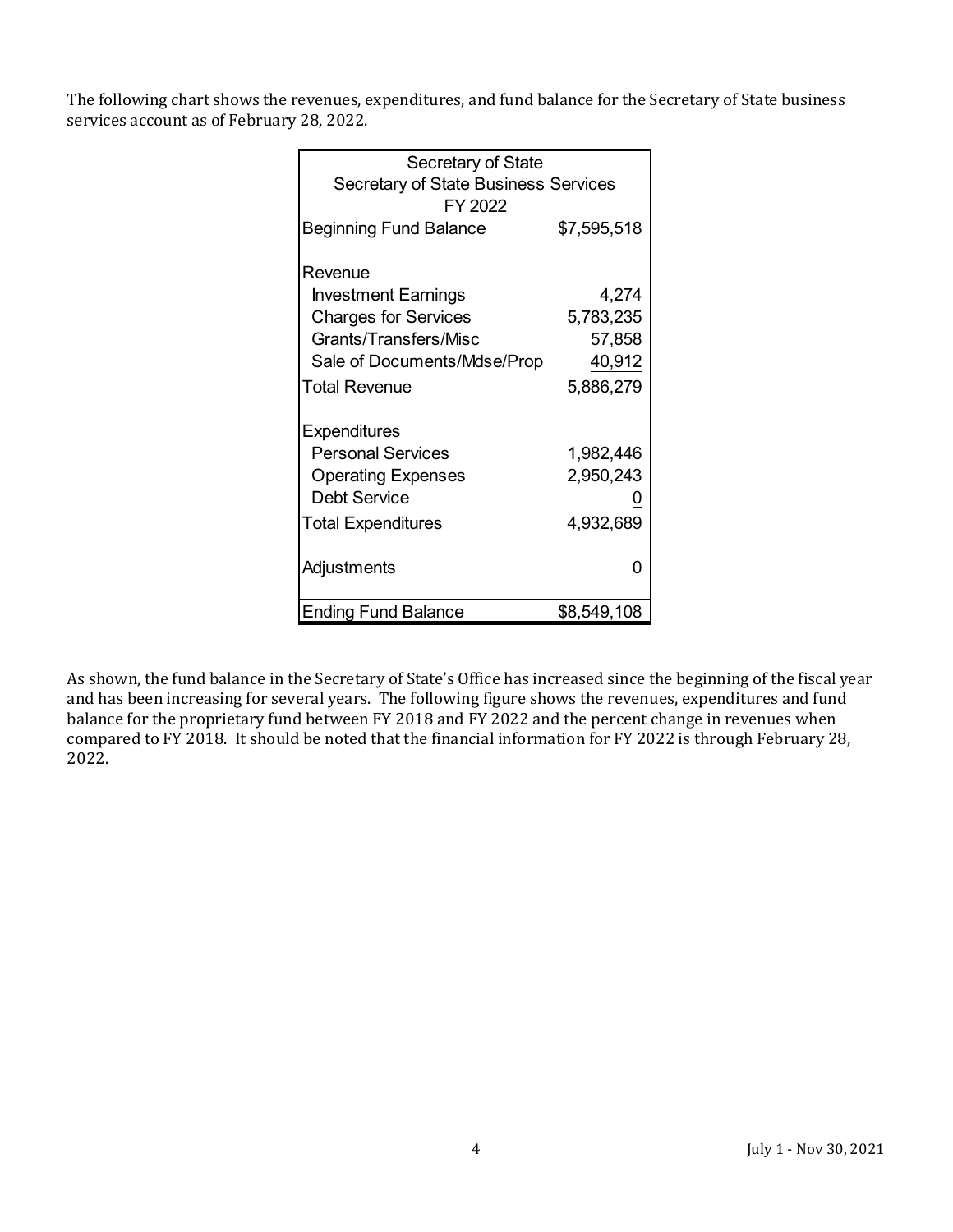The following chart shows the revenues, expenditures, and fund balance for the Secretary of State business services account as of February 28, 2022.

| Secretary of State<br>Secretary of State Business Services<br>FY 2022 | |
|---|---|
| Beginning Fund Balance | $7,595,518 |
| | |
| Revenue | |
| Investment Earnings | 4,274 |
| Charges for Services | 5,783,235 |
| Grants/Transfers/Misc | 57,858 |
| Sale of Documents/Mdse/Prop | 40,912 |
| Total Revenue | 5,886,279 |
| | |
| Expenditures | |
| Personal Services | 1,982,446 |
| Operating Expenses | 2,950,243 |
| Debt Service | 0 |
| Total Expenditures | 4,932,689 |
| | |
| Adjustments | 0 |
| | |
| Ending Fund Balance | $8,549,108 |

As shown, the fund balance in the Secretary of State's Office has increased since the beginning of the fiscal year and has been increasing for several years. The following figure shows the revenues, expenditures and fund balance for the proprietary fund between FY 2018 and FY 2022 and the percent change in revenues when compared to FY 2018. It should be noted that the financial information for FY 2022 is through February 28, 2022.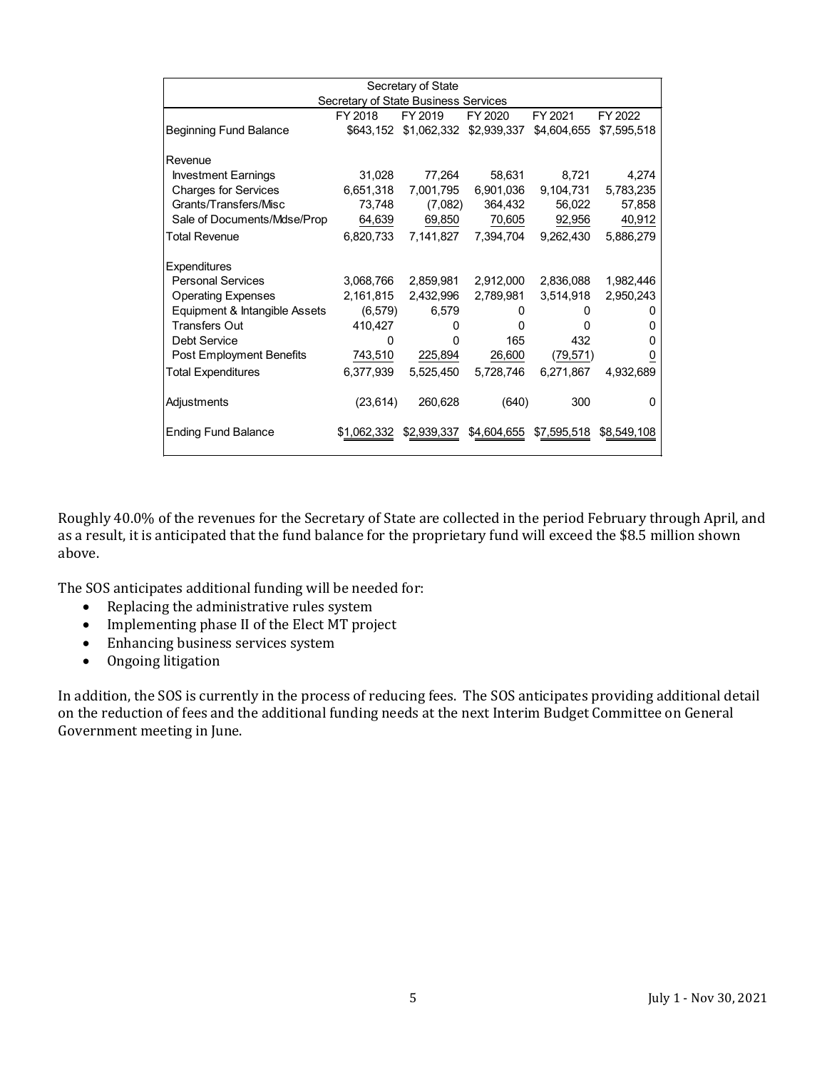| Secretary of State<br>Secretary of State Business Services | | | | | |
|---|---|---|---|---|---|
| | FY 2018 | FY 2019 | FY 2020 | FY 2021 | FY 2022 |
| Beginning Fund Balance | $643,152 | $1,062,332 | $2,939,337 | $4,604,655 | $7,595,518 |
| Revenue | | | | | |
| Investment Earnings | 31,028 | 77,264 | 58,631 | 8,721 | 4,274 |
| Charges for Services | 6,651,318 | 7,001,795 | 6,901,036 | 9,104,731 | 5,783,235 |
| Grants/Transfers/Misc | 73,748 | (7,082) | 364,432 | 56,022 | 57,858 |
| Sale of Documents/Mdse/Prop | 64,639 | 69,850 | 70,605 | 92,956 | 40,912 |
| Total Revenue | 6,820,733 | 7,141,827 | 7,394,704 | 9,262,430 | 5,886,279 |
| Expenditures | | | | | |
| Personal Services | 3,068,766 | 2,859,981 | 2,912,000 | 2,836,088 | 1,982,446 |
| Operating Expenses | 2,161,815 | 2,432,996 | 2,789,981 | 3,514,918 | 2,950,243 |
| Equipment & Intangible Assets | (6,579) | 6,579 | 0 | 0 | 0 |
| Transfers Out | 410,427 | 0 | 0 | 0 | 0 |
| Debt Service | 0 | 0 | 165 | 432 | 0 |
| Post Employment Benefits | 743,510 | 225,894 | 26,600 | (79,571) | 0 |
| Total Expenditures | 6,377,939 | 5,525,450 | 5,728,746 | 6,271,867 | 4,932,689 |
| Adjustments | (23,614) | 260,628 | (640) | 300 | 0 |
| Ending Fund Balance | $1,062,332 | $2,939,337 | $4,604,655 | $7,595,518 | $8,549,108 |

Roughly 40.0% of the revenues for the Secretary of State are collected in the period February through April, and as a result, it is anticipated that the fund balance for the proprietary fund will exceed the $8.5 million shown above.

The SOS anticipates additional funding will be needed for:

- Replacing the administrative rules system
- Implementing phase II of the Elect MT project
- Enhancing business services system
- Ongoing litigation

In addition, the SOS is currently in the process of reducing fees. The SOS anticipates providing additional detail on the reduction of fees and the additional funding needs at the next Interim Budget Committee on General Government meeting in June.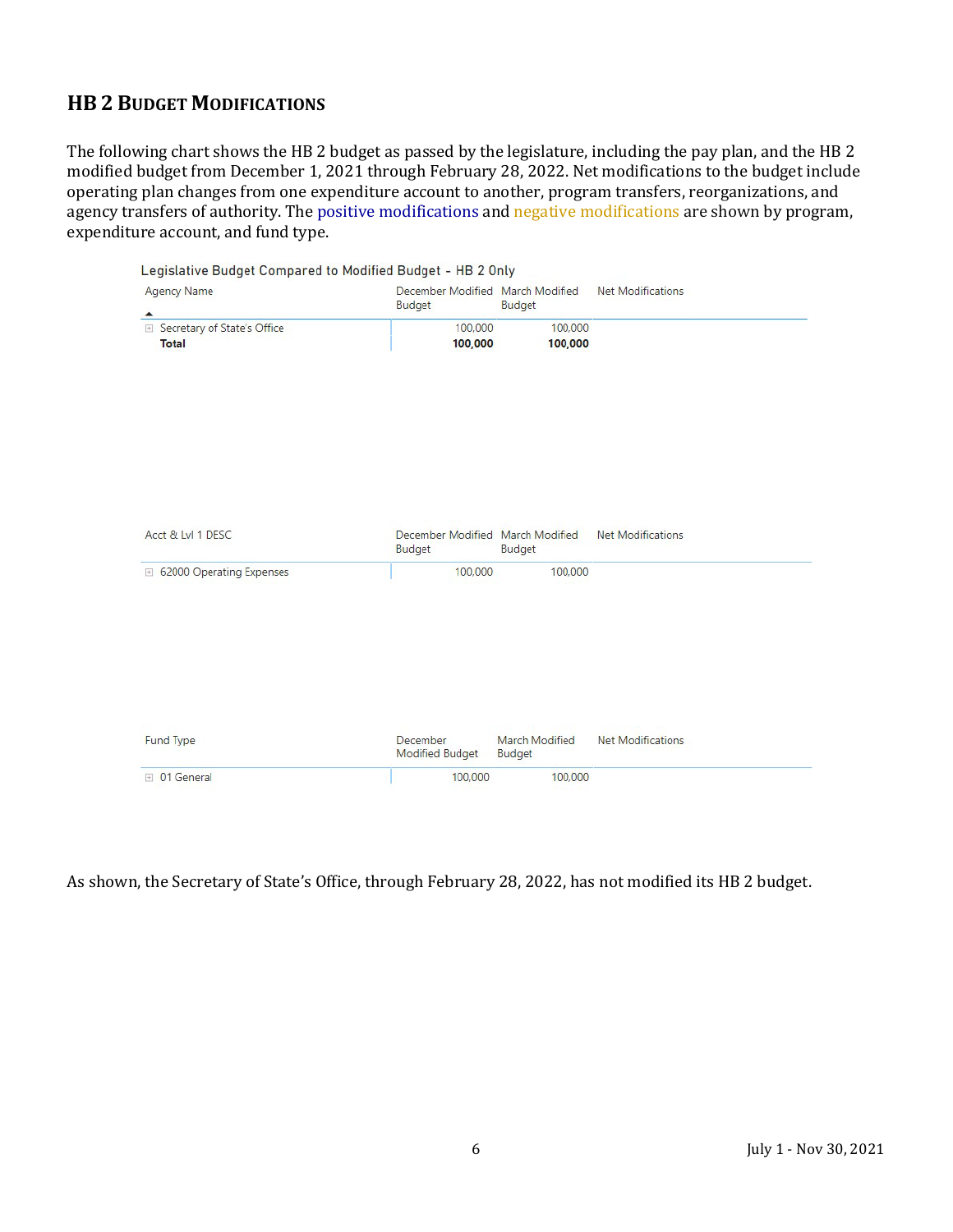## HB 2 BUDGET MODIFICATIONS

The following chart shows the HB 2 budget as passed by the legislature, including the pay plan, and the HB 2 modified budget from December 1, 2021 through February 28, 2022. Net modifications to the budget include operating plan changes from one expenditure account to another, program transfers, reorganizations, and agency transfers of authority. The positive modifications and negative modifications are shown by program, expenditure account, and fund type.

Legislative Budget Compared to Modified Budget - HB 2 Only

| Agency Name | December Modified Budget | March Modified Budget | Net Modifications |
|---|---|---|---|
| Secretary of State's Office | 100,000 | 100,000 | |
| **Total** | **100,000** | **100,000** | |

| Acct & Lvl 1 DESC | December Modified Budget | March Modified Budget | Net Modifications |
|---|---|---|---|
| 62000 Operating Expenses | 100,000 | 100,000 | |

| Fund Type | December Modified Budget | March Modified Budget | Net Modifications |
|---|---|---|---|
| 01 General | 100,000 | 100,000 | |

As shown, the Secretary of State's Office, through February 28, 2022, has not modified its HB 2 budget.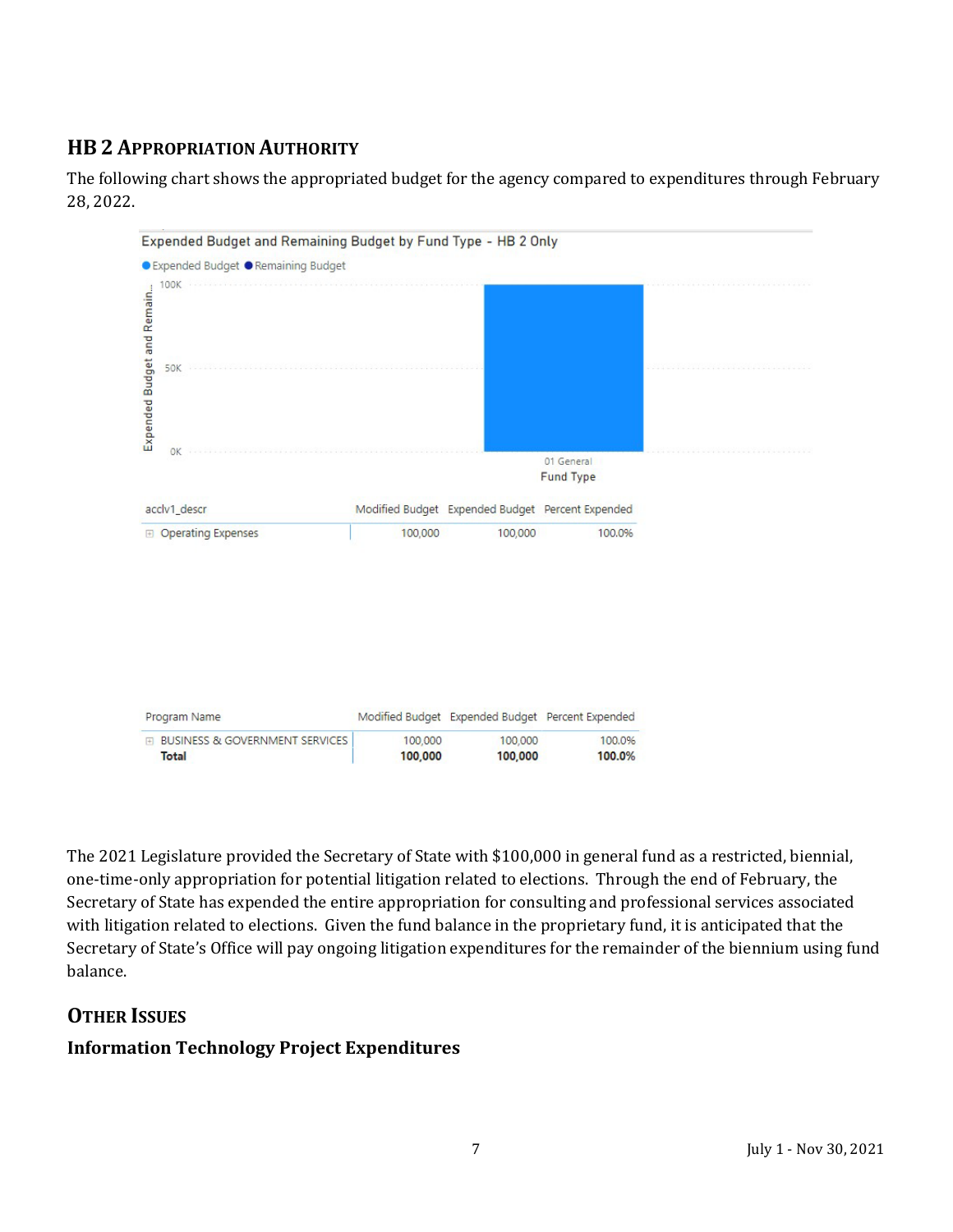## HB 2 Appropriation Authority

The following chart shows the appropriated budget for the agency compared to expenditures through February 28, 2022.

Expended Budget and Remaining Budget by Fund Type - HB 2 Only

| acclv1_descr | Modified Budget | Expended Budget | Percent Expended |
|---|---|---|---|
| Operating Expenses | 100,000 | 100,000 | 100.0% |

| Program Name | Modified Budget | Expended Budget | Percent Expended |
|---|---|---|---|
| BUSINESS & GOVERNMENT SERVICES | 100,000 | 100,000 | 100.0% |
| **Total** | **100,000** | **100,000** | **100.0%** |

The 2021 Legislature provided the Secretary of State with $100,000 in general fund as a restricted, biennial, one-time-only appropriation for potential litigation related to elections. Through the end of February, the Secretary of State has expended the entire appropriation for consulting and professional services associated with litigation related to elections. Given the fund balance in the proprietary fund, it is anticipated that the Secretary of State's Office will pay ongoing litigation expenditures for the remainder of the biennium using fund balance.

## Other Issues

### Information Technology Project Expenditures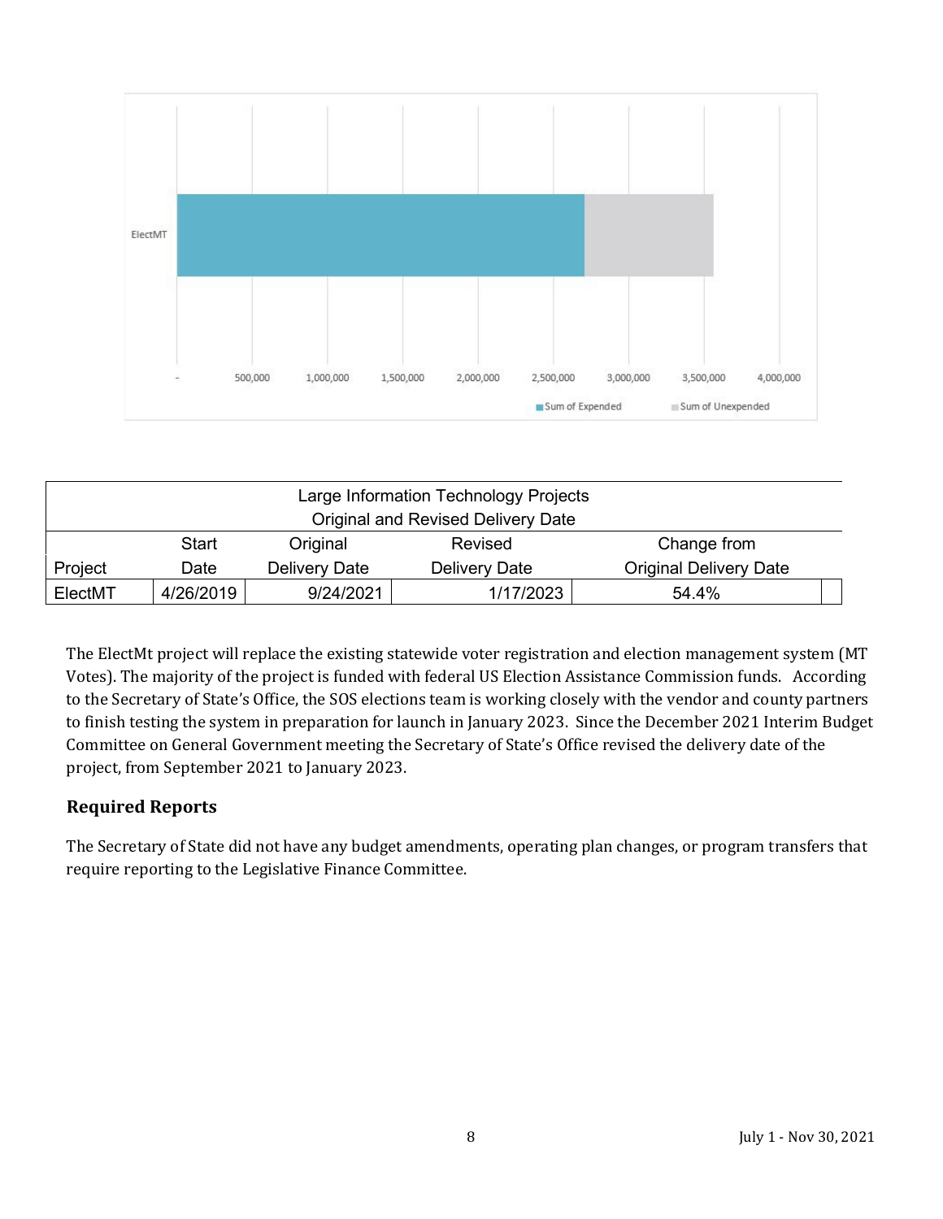ElectMT

\-
500,000
1,000,000
1,500,000
2,000,000
2,500,000
3,000,000
3,500,000
4,000,000

Sum of Expended
Sum of Unexpended

| Large Information Technology Projects Original and Revised Delivery Date | | | | |
|---|---|---|---|---|
| Project | Start Date | Original Delivery Date | Revised Delivery Date | Change from Original Delivery Date |
| ElectMT | 4/26/2019 | 9/24/2021 | 1/17/2023 | 54.4% |

The ElectMt project will replace the existing statewide voter registration and election management system (MT Votes). The majority of the project is funded with federal US Election Assistance Commission funds. According to the Secretary of State's Office, the SOS elections team is working closely with the vendor and county partners to finish testing the system in preparation for launch in January 2023. Since the December 2021 Interim Budget Committee on General Government meeting the Secretary of State's Office revised the delivery date of the project, from September 2021 to January 2023.

### Required Reports

The Secretary of State did not have any budget amendments, operating plan changes, or program transfers that require reporting to the Legislative Finance Committee.